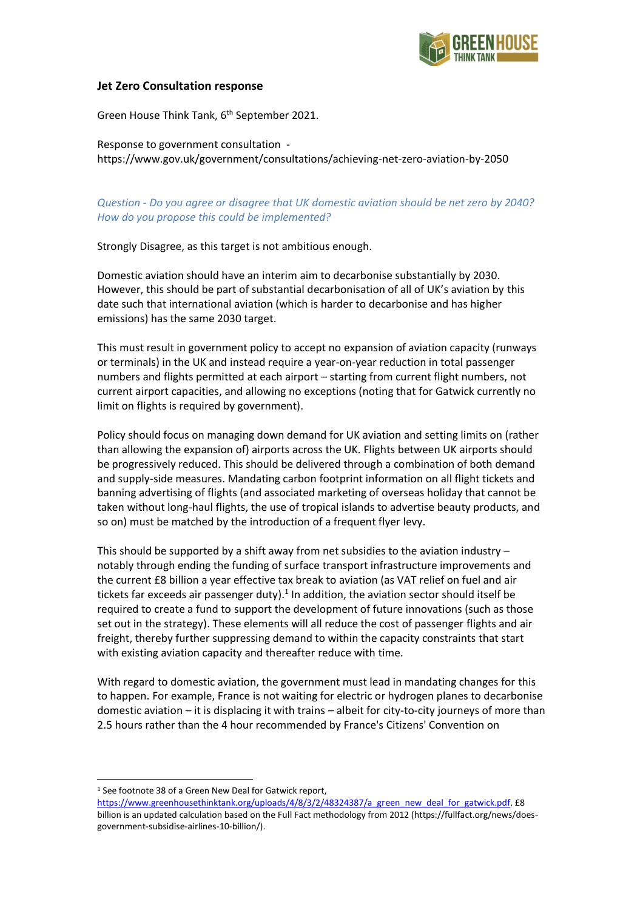### Jet Zero Consultation response

Green House Think Tank, 6th September 2021.

Response to government consultation - https://www.gov.uk/government/consultations/achieving-net-zero-aviation-by-2050

*Question - Do you agree or disagree that UK domestic aviation should be net zero by 2040? How do you propose this could be implemented?*

Strongly Disagree, as this target is not ambitious enough.

Domestic aviation should have an interim aim to decarbonise substantially by 2030. However, this should be part of substantial decarbonisation of all of UK's aviation by this date such that international aviation (which is harder to decarbonise and has higher emissions) has the same 2030 target.

This must result in government policy to accept no expansion of aviation capacity (runways or terminals) in the UK and instead require a year-on-year reduction in total passenger numbers and flights permitted at each airport – starting from current flight numbers, not current airport capacities, and allowing no exceptions (noting that for Gatwick currently no limit on flights is required by government).

Policy should focus on managing down demand for UK aviation and setting limits on (rather than allowing the expansion of) airports across the UK. Flights between UK airports should be progressively reduced. This should be delivered through a combination of both demand and supply-side measures. Mandating carbon footprint information on all flight tickets and banning advertising of flights (and associated marketing of overseas holiday that cannot be taken without long-haul flights, the use of tropical islands to advertise beauty products, and so on) must be matched by the introduction of a frequent flyer levy.

This should be supported by a shift away from net subsidies to the aviation industry – notably through ending the funding of surface transport infrastructure improvements and the current £8 billion a year effective tax break to aviation (as VAT relief on fuel and air tickets far exceeds air passenger duty).[1] In addition, the aviation sector should itself be required to create a fund to support the development of future innovations (such as those set out in the strategy). These elements will all reduce the cost of passenger flights and air freight, thereby further suppressing demand to within the capacity constraints that start with existing aviation capacity and thereafter reduce with time.

With regard to domestic aviation, the government must lead in mandating changes for this to happen. For example, France is not waiting for electric or hydrogen planes to decarbonise domestic aviation – it is displacing it with trains – albeit for city-to-city journeys of more than 2.5 hours rather than the 4 hour recommended by France's Citizens' Convention on

---

[1] See footnote 38 of a Green New Deal for Gatwick report, https://www.greenhousethinktank.org/uploads/4/8/3/2/48324387/a_green_new_deal_for_gatwick.pdf. £8 billion is an updated calculation based on the Full Fact methodology from 2012 (https://fullfact.org/news/does-government-subsidise-airlines-10-billion/).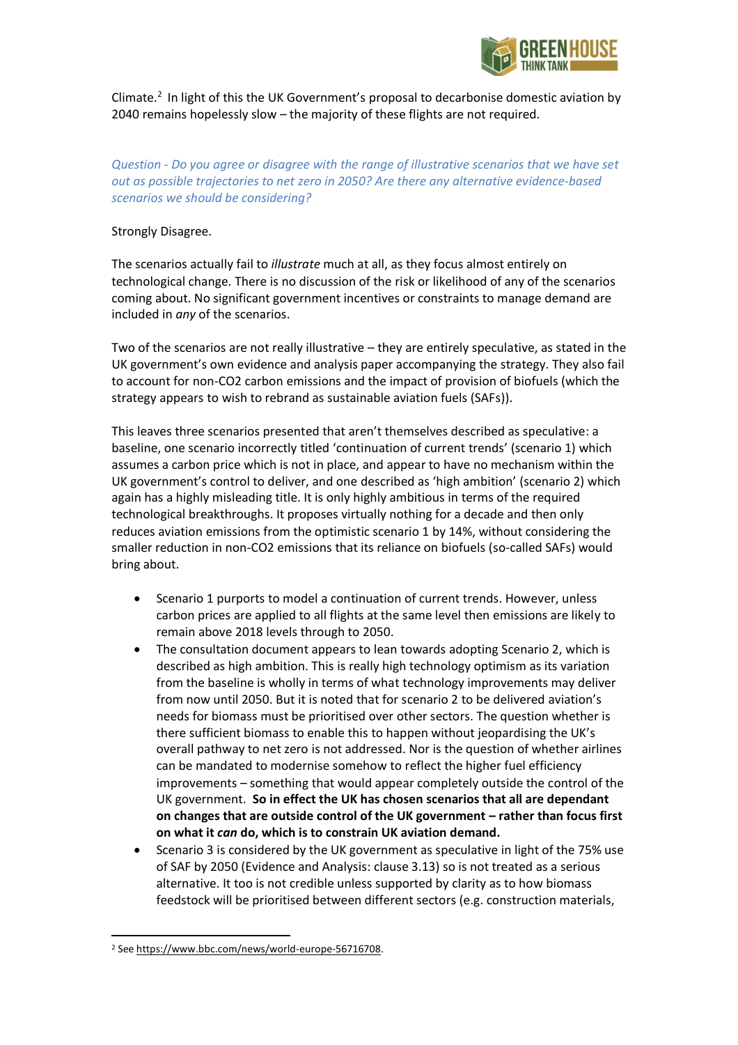Climate.[2] In light of this the UK Government's proposal to decarbonise domestic aviation by 2040 remains hopelessly slow – the majority of these flights are not required.

*Question - Do you agree or disagree with the range of illustrative scenarios that we have set out as possible trajectories to net zero in 2050? Are there any alternative evidence-based scenarios we should be considering?*

Strongly Disagree.

The scenarios actually fail to *illustrate* much at all, as they focus almost entirely on technological change. There is no discussion of the risk or likelihood of any of the scenarios coming about. No significant government incentives or constraints to manage demand are included in *any* of the scenarios.

Two of the scenarios are not really illustrative – they are entirely speculative, as stated in the UK government's own evidence and analysis paper accompanying the strategy. They also fail to account for non-CO2 carbon emissions and the impact of provision of biofuels (which the strategy appears to wish to rebrand as sustainable aviation fuels (SAFs)).

This leaves three scenarios presented that aren't themselves described as speculative: a baseline, one scenario incorrectly titled 'continuation of current trends' (scenario 1) which assumes a carbon price which is not in place, and appear to have no mechanism within the UK government's control to deliver, and one described as 'high ambition' (scenario 2) which again has a highly misleading title. It is only highly ambitious in terms of the required technological breakthroughs. It proposes virtually nothing for a decade and then only reduces aviation emissions from the optimistic scenario 1 by 14%, without considering the smaller reduction in non-CO2 emissions that its reliance on biofuels (so-called SAFs) would bring about.

- Scenario 1 purports to model a continuation of current trends. However, unless carbon prices are applied to all flights at the same level then emissions are likely to remain above 2018 levels through to 2050.
- The consultation document appears to lean towards adopting Scenario 2, which is described as high ambition. This is really high technology optimism as its variation from the baseline is wholly in terms of what technology improvements may deliver from now until 2050. But it is noted that for scenario 2 to be delivered aviation's needs for biomass must be prioritised over other sectors. The question whether is there sufficient biomass to enable this to happen without jeopardising the UK's overall pathway to net zero is not addressed. Nor is the question of whether airlines can be mandated to modernise somehow to reflect the higher fuel efficiency improvements – something that would appear completely outside the control of the UK government. **So in effect the UK has chosen scenarios that all are dependant on changes that are outside control of the UK government – rather than focus first on what it *can* do, which is to constrain UK aviation demand.**
- Scenario 3 is considered by the UK government as speculative in light of the 75% use of SAF by 2050 (Evidence and Analysis: clause 3.13) so is not treated as a serious alternative. It too is not credible unless supported by clarity as to how biomass feedstock will be prioritised between different sectors (e.g. construction materials,

[2] See https://www.bbc.com/news/world-europe-56716708.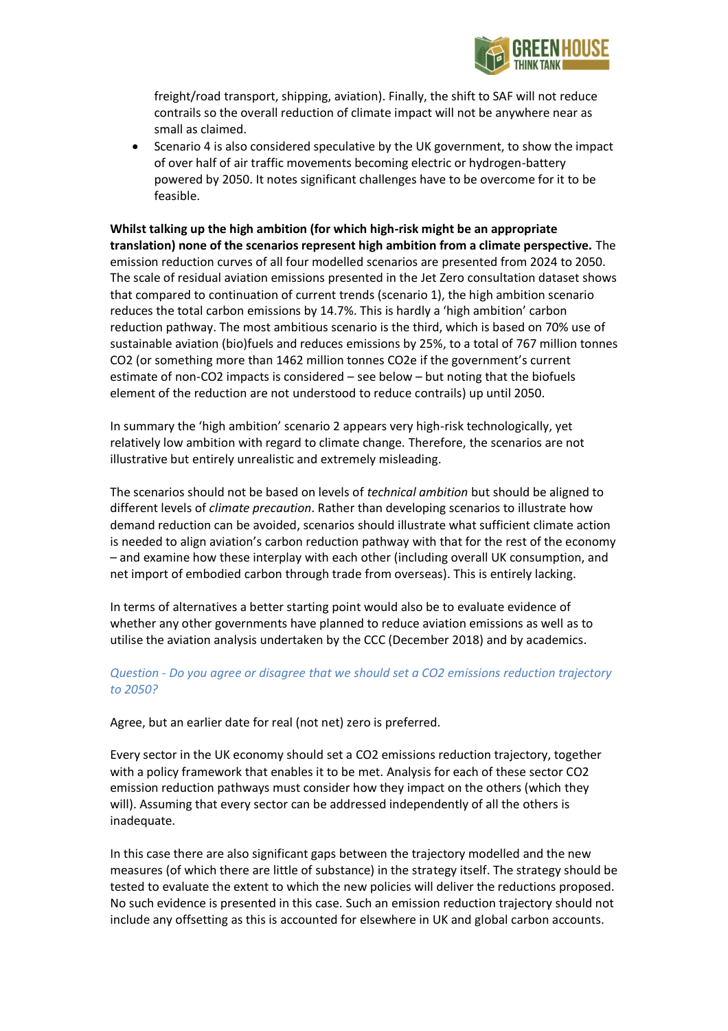freight/road transport, shipping, aviation). Finally, the shift to SAF will not reduce contrails so the overall reduction of climate impact will not be anywhere near as small as claimed.

- Scenario 4 is also considered speculative by the UK government, to show the impact of over half of air traffic movements becoming electric or hydrogen-battery powered by 2050. It notes significant challenges have to be overcome for it to be feasible.

**Whilst talking up the high ambition (for which high-risk might be an appropriate translation) none of the scenarios represent high ambition from a climate perspective.** The emission reduction curves of all four modelled scenarios are presented from 2024 to 2050. The scale of residual aviation emissions presented in the Jet Zero consultation dataset shows that compared to continuation of current trends (scenario 1), the high ambition scenario reduces the total carbon emissions by 14.7%. This is hardly a 'high ambition' carbon reduction pathway. The most ambitious scenario is the third, which is based on 70% use of sustainable aviation (bio)fuels and reduces emissions by 25%, to a total of 767 million tonnes $CO_2$ (or something more than 1462 million tonnes $CO_2e$ if the government's current estimate of non-$CO_2$ impacts is considered – see below – but noting that the biofuels element of the reduction are not understood to reduce contrails) up until 2050.

In summary the 'high ambition' scenario 2 appears very high-risk technologically, yet relatively low ambition with regard to climate change. Therefore, the scenarios are not illustrative but entirely unrealistic and extremely misleading.

The scenarios should not be based on levels of *technical ambition* but should be aligned to different levels of *climate precaution*. Rather than developing scenarios to illustrate how demand reduction can be avoided, scenarios should illustrate what sufficient climate action is needed to align aviation's carbon reduction pathway with that for the rest of the economy – and examine how these interplay with each other (including overall UK consumption, and net import of embodied carbon through trade from overseas). This is entirely lacking.

In terms of alternatives a better starting point would also be to evaluate evidence of whether any other governments have planned to reduce aviation emissions as well as to utilise the aviation analysis undertaken by the CCC (December 2018) and by academics.

*Question - Do you agree or disagree that we should set a $CO_2$ emissions reduction trajectory to 2050?*

Agree, but an earlier date for real (not net) zero is preferred.

Every sector in the UK economy should set a $CO_2$ emissions reduction trajectory, together with a policy framework that enables it to be met. Analysis for each of these sector $CO_2$ emission reduction pathways must consider how they impact on the others (which they will). Assuming that every sector can be addressed independently of all the others is inadequate.

In this case there are also significant gaps between the trajectory modelled and the new measures (of which there are little of substance) in the strategy itself. The strategy should be tested to evaluate the extent to which the new policies will deliver the reductions proposed. No such evidence is presented in this case. Such an emission reduction trajectory should not include any offsetting as this is accounted for elsewhere in UK and global carbon accounts.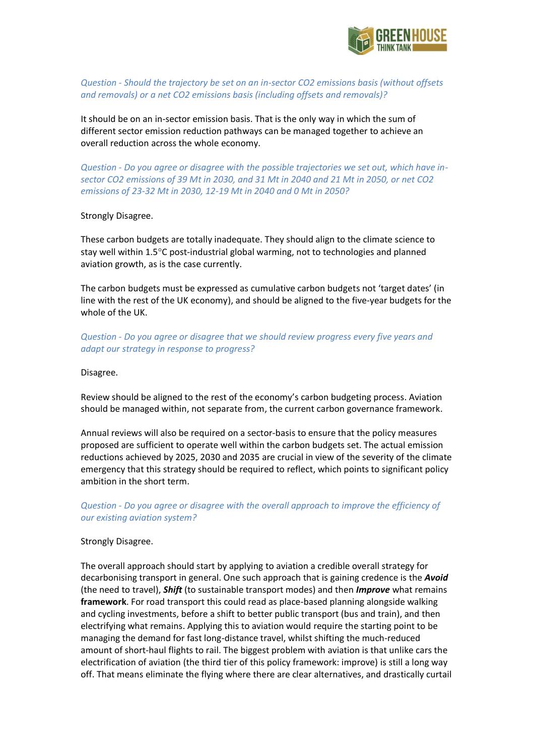*Question - Should the trajectory be set on an in-sector $CO_2$ emissions basis (without offsets and removals) or a net $CO_2$ emissions basis (including offsets and removals)?*

It should be on an in-sector emission basis. That is the only way in which the sum of different sector emission reduction pathways can be managed together to achieve an overall reduction across the whole economy.

*Question - Do you agree or disagree with the possible trajectories we set out, which have in-sector $CO_2$ emissions of 39 Mt in 2030, and 31 Mt in 2040 and 21 Mt in 2050, or net $CO_2$ emissions of 23-32 Mt in 2030, 12-19 Mt in 2040 and 0 Mt in 2050?*

Strongly Disagree.

These carbon budgets are totally inadequate. They should align to the climate science to stay well within 1.5°C post-industrial global warming, not to technologies and planned aviation growth, as is the case currently.

The carbon budgets must be expressed as cumulative carbon budgets not 'target dates' (in line with the rest of the UK economy), and should be aligned to the five-year budgets for the whole of the UK.

*Question - Do you agree or disagree that we should review progress every five years and adapt our strategy in response to progress?*

Disagree.

Review should be aligned to the rest of the economy's carbon budgeting process. Aviation should be managed within, not separate from, the current carbon governance framework.

Annual reviews will also be required on a sector-basis to ensure that the policy measures proposed are sufficient to operate well within the carbon budgets set. The actual emission reductions achieved by 2025, 2030 and 2035 are crucial in view of the severity of the climate emergency that this strategy should be required to reflect, which points to significant policy ambition in the short term.

*Question - Do you agree or disagree with the overall approach to improve the efficiency of our existing aviation system?*

Strongly Disagree.

The overall approach should start by applying to aviation a credible overall strategy for decarbonising transport in general. One such approach that is gaining credence is the ***Avoid*** (the need to travel), ***Shift*** (to sustainable transport modes) and then ***Improve*** what remains **framework**. For road transport this could read as place-based planning alongside walking and cycling investments, before a shift to better public transport (bus and train), and then electrifying what remains. Applying this to aviation would require the starting point to be managing the demand for fast long-distance travel, whilst shifting the much-reduced amount of short-haul flights to rail. The biggest problem with aviation is that unlike cars the electrification of aviation (the third tier of this policy framework: improve) is still a long way off. That means eliminate the flying where there are clear alternatives, and drastically curtail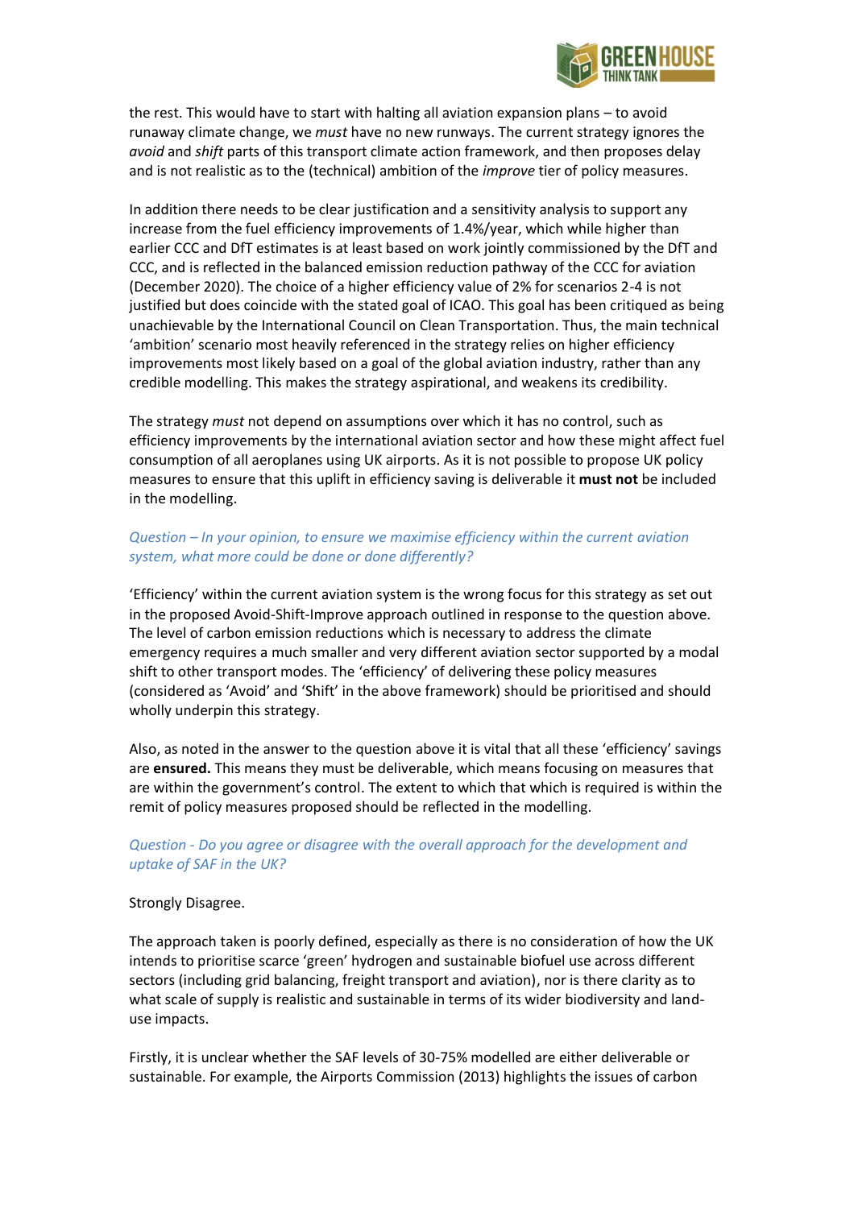the rest. This would have to start with halting all aviation expansion plans – to avoid runaway climate change, we *must* have no new runways. The current strategy ignores the *avoid* and *shift* parts of this transport climate action framework, and then proposes delay and is not realistic as to the (technical) ambition of the *improve* tier of policy measures.

In addition there needs to be clear justification and a sensitivity analysis to support any increase from the fuel efficiency improvements of 1.4%/year, which while higher than earlier CCC and DfT estimates is at least based on work jointly commissioned by the DfT and CCC, and is reflected in the balanced emission reduction pathway of the CCC for aviation (December 2020). The choice of a higher efficiency value of 2% for scenarios 2-4 is not justified but does coincide with the stated goal of ICAO. This goal has been critiqued as being unachievable by the International Council on Clean Transportation. Thus, the main technical 'ambition' scenario most heavily referenced in the strategy relies on higher efficiency improvements most likely based on a goal of the global aviation industry, rather than any credible modelling. This makes the strategy aspirational, and weakens its credibility.

The strategy *must* not depend on assumptions over which it has no control, such as efficiency improvements by the international aviation sector and how these might affect fuel consumption of all aeroplanes using UK airports. As it is not possible to propose UK policy measures to ensure that this uplift in efficiency saving is deliverable it **must not** be included in the modelling.

*Question – In your opinion, to ensure we maximise efficiency within the current aviation system, what more could be done or done differently?*

'Efficiency' within the current aviation system is the wrong focus for this strategy as set out in the proposed Avoid-Shift-Improve approach outlined in response to the question above. The level of carbon emission reductions which is necessary to address the climate emergency requires a much smaller and very different aviation sector supported by a modal shift to other transport modes. The 'efficiency' of delivering these policy measures (considered as 'Avoid' and 'Shift' in the above framework) should be prioritised and should wholly underpin this strategy.

Also, as noted in the answer to the question above it is vital that all these 'efficiency' savings are **ensured.** This means they must be deliverable, which means focusing on measures that are within the government's control. The extent to which that which is required is within the remit of policy measures proposed should be reflected in the modelling.

*Question - Do you agree or disagree with the overall approach for the development and uptake of SAF in the UK?*

Strongly Disagree.

The approach taken is poorly defined, especially as there is no consideration of how the UK intends to prioritise scarce 'green' hydrogen and sustainable biofuel use across different sectors (including grid balancing, freight transport and aviation), nor is there clarity as to what scale of supply is realistic and sustainable in terms of its wider biodiversity and land-use impacts.

Firstly, it is unclear whether the SAF levels of 30-75% modelled are either deliverable or sustainable. For example, the Airports Commission (2013) highlights the issues of carbon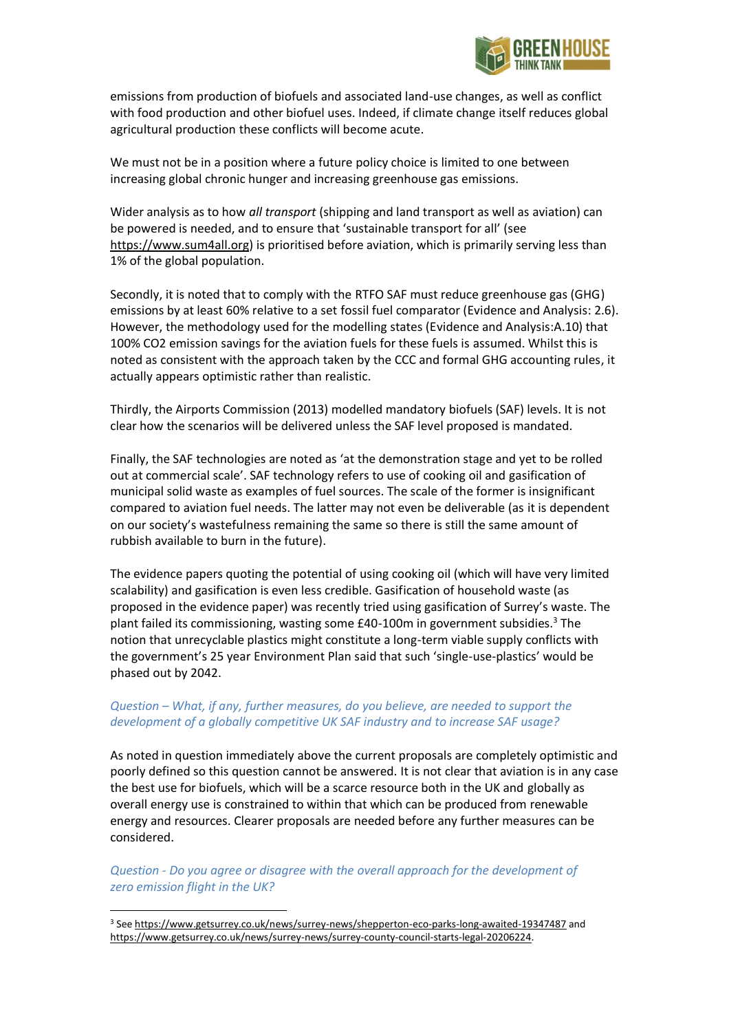emissions from production of biofuels and associated land-use changes, as well as conflict with food production and other biofuel uses. Indeed, if climate change itself reduces global agricultural production these conflicts will become acute.

We must not be in a position where a future policy choice is limited to one between increasing global chronic hunger and increasing greenhouse gas emissions.

Wider analysis as to how *all transport* (shipping and land transport as well as aviation) can be powered is needed, and to ensure that 'sustainable transport for all' (see https://www.sum4all.org) is prioritised before aviation, which is primarily serving less than 1% of the global population.

Secondly, it is noted that to comply with the RTFO SAF must reduce greenhouse gas (GHG) emissions by at least 60% relative to a set fossil fuel comparator (Evidence and Analysis: 2.6). However, the methodology used for the modelling states (Evidence and Analysis:A.10) that 100% CO2 emission savings for the aviation fuels for these fuels is assumed. Whilst this is noted as consistent with the approach taken by the CCC and formal GHG accounting rules, it actually appears optimistic rather than realistic.

Thirdly, the Airports Commission (2013) modelled mandatory biofuels (SAF) levels. It is not clear how the scenarios will be delivered unless the SAF level proposed is mandated.

Finally, the SAF technologies are noted as 'at the demonstration stage and yet to be rolled out at commercial scale'. SAF technology refers to use of cooking oil and gasification of municipal solid waste as examples of fuel sources. The scale of the former is insignificant compared to aviation fuel needs. The latter may not even be deliverable (as it is dependent on our society's wastefulness remaining the same so there is still the same amount of rubbish available to burn in the future).

The evidence papers quoting the potential of using cooking oil (which will have very limited scalability) and gasification is even less credible. Gasification of household waste (as proposed in the evidence paper) was recently tried using gasification of Surrey's waste. The plant failed its commissioning, wasting some £40-100m in government subsidies.[3] The notion that unrecyclable plastics might constitute a long-term viable supply conflicts with the government's 25 year Environment Plan said that such 'single-use-plastics' would be phased out by 2042.

*Question – What, if any, further measures, do you believe, are needed to support the development of a globally competitive UK SAF industry and to increase SAF usage?*

As noted in question immediately above the current proposals are completely optimistic and poorly defined so this question cannot be answered. It is not clear that aviation is in any case the best use for biofuels, which will be a scarce resource both in the UK and globally as overall energy use is constrained to within that which can be produced from renewable energy and resources. Clearer proposals are needed before any further measures can be considered.

*Question - Do you agree or disagree with the overall approach for the development of zero emission flight in the UK?*

[3] See https://www.getsurrey.co.uk/news/surrey-news/shepperton-eco-parks-long-awaited-19347487 and https://www.getsurrey.co.uk/news/surrey-news/surrey-county-council-starts-legal-20206224.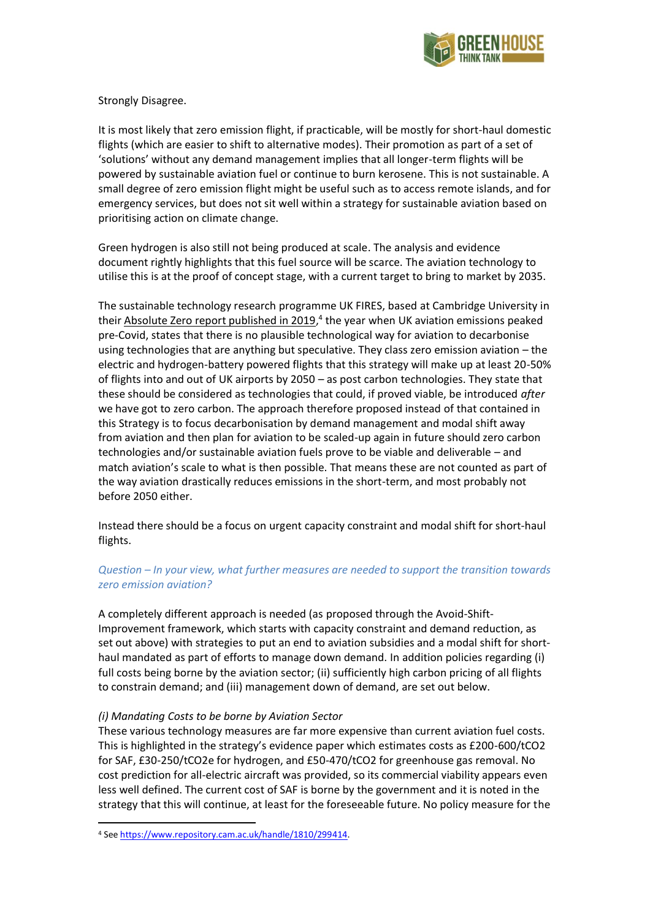Strongly Disagree.

It is most likely that zero emission flight, if practicable, will be mostly for short-haul domestic flights (which are easier to shift to alternative modes). Their promotion as part of a set of 'solutions' without any demand management implies that all longer-term flights will be powered by sustainable aviation fuel or continue to burn kerosene. This is not sustainable. A small degree of zero emission flight might be useful such as to access remote islands, and for emergency services, but does not sit well within a strategy for sustainable aviation based on prioritising action on climate change.

Green hydrogen is also still not being produced at scale. The analysis and evidence document rightly highlights that this fuel source will be scarce. The aviation technology to utilise this is at the proof of concept stage, with a current target to bring to market by 2035.

The sustainable technology research programme UK FIRES, based at Cambridge University in their Absolute Zero report published in 2019,[4] the year when UK aviation emissions peaked pre-Covid, states that there is no plausible technological way for aviation to decarbonise using technologies that are anything but speculative. They class zero emission aviation – the electric and hydrogen-battery powered flights that this strategy will make up at least 20-50% of flights into and out of UK airports by 2050 – as post carbon technologies. They state that these should be considered as technologies that could, if proved viable, be introduced *after* we have got to zero carbon. The approach therefore proposed instead of that contained in this Strategy is to focus decarbonisation by demand management and modal shift away from aviation and then plan for aviation to be scaled-up again in future should zero carbon technologies and/or sustainable aviation fuels prove to be viable and deliverable – and match aviation's scale to what is then possible. That means these are not counted as part of the way aviation drastically reduces emissions in the short-term, and most probably not before 2050 either.

Instead there should be a focus on urgent capacity constraint and modal shift for short-haul flights.

*Question – In your view, what further measures are needed to support the transition towards zero emission aviation?*

A completely different approach is needed (as proposed through the Avoid-Shift-Improvement framework, which starts with capacity constraint and demand reduction, as set out above) with strategies to put an end to aviation subsidies and a modal shift for short-haul mandated as part of efforts to manage down demand. In addition policies regarding (i) full costs being borne by the aviation sector; (ii) sufficiently high carbon pricing of all flights to constrain demand; and (iii) management down of demand, are set out below.

*(i) Mandating Costs to be borne by Aviation Sector*

These various technology measures are far more expensive than current aviation fuel costs. This is highlighted in the strategy's evidence paper which estimates costs as £200-600/t$CO_2$ for SAF, £30-250/t$CO_2$e for hydrogen, and £50-470/t$CO_2$ for greenhouse gas removal. No cost prediction for all-electric aircraft was provided, so its commercial viability appears even less well defined. The current cost of SAF is borne by the government and it is noted in the strategy that this will continue, at least for the foreseeable future. No policy measure for the

[4] See https://www.repository.cam.ac.uk/handle/1810/299414.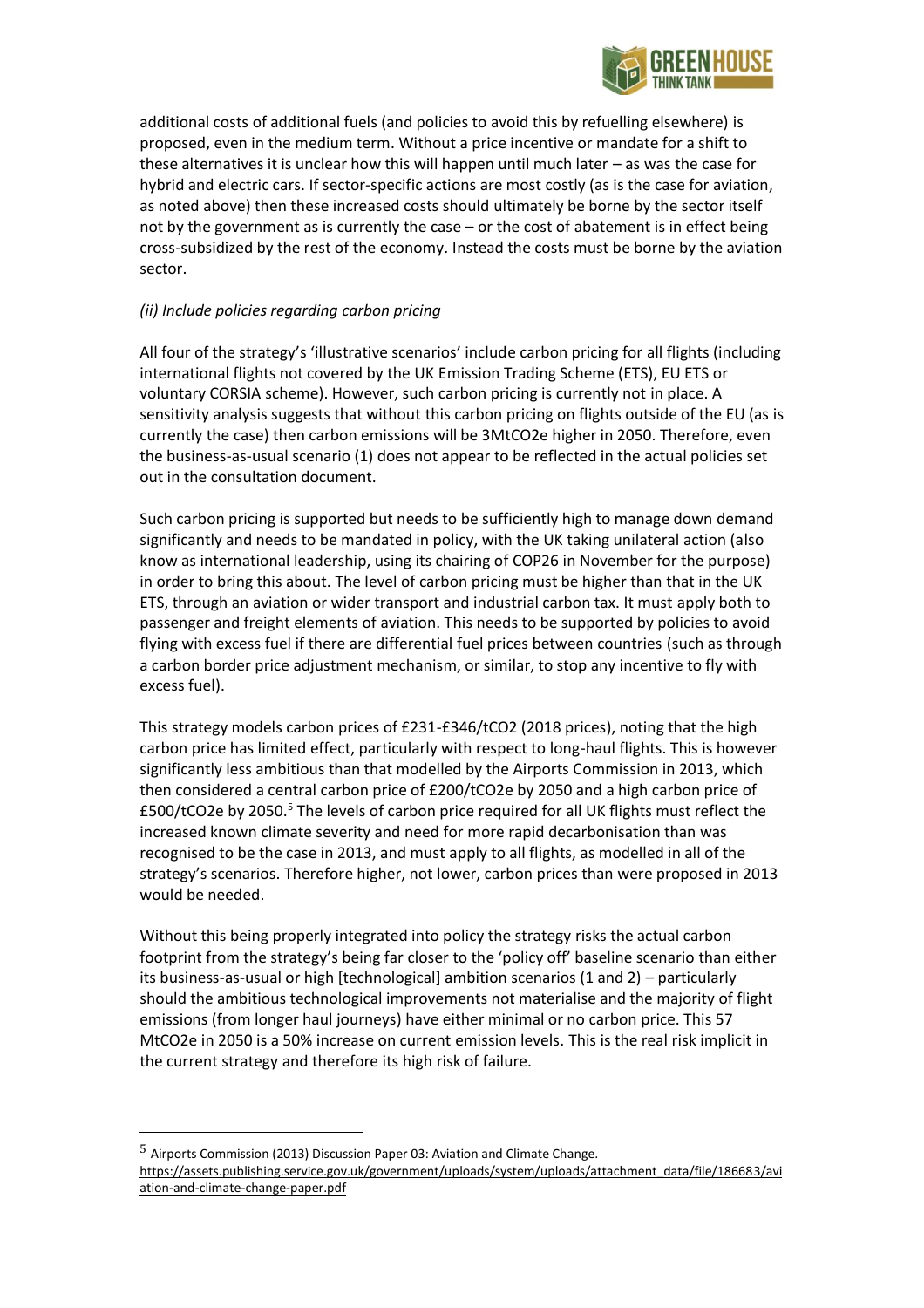additional costs of additional fuels (and policies to avoid this by refuelling elsewhere) is proposed, even in the medium term. Without a price incentive or mandate for a shift to these alternatives it is unclear how this will happen until much later – as was the case for hybrid and electric cars. If sector-specific actions are most costly (as is the case for aviation, as noted above) then these increased costs should ultimately be borne by the sector itself not by the government as is currently the case – or the cost of abatement is in effect being cross-subsidized by the rest of the economy. Instead the costs must be borne by the aviation sector.

*(ii) Include policies regarding carbon pricing*

All four of the strategy's 'illustrative scenarios' include carbon pricing for all flights (including international flights not covered by the UK Emission Trading Scheme (ETS), EU ETS or voluntary CORSIA scheme). However, such carbon pricing is currently not in place. A sensitivity analysis suggests that without this carbon pricing on flights outside of the EU (as is currently the case) then carbon emissions will be 3MtCO2e higher in 2050. Therefore, even the business-as-usual scenario (1) does not appear to be reflected in the actual policies set out in the consultation document.

Such carbon pricing is supported but needs to be sufficiently high to manage down demand significantly and needs to be mandated in policy, with the UK taking unilateral action (also know as international leadership, using its chairing of COP26 in November for the purpose) in order to bring this about. The level of carbon pricing must be higher than that in the UK ETS, through an aviation or wider transport and industrial carbon tax. It must apply both to passenger and freight elements of aviation. This needs to be supported by policies to avoid flying with excess fuel if there are differential fuel prices between countries (such as through a carbon border price adjustment mechanism, or similar, to stop any incentive to fly with excess fuel).

This strategy models carbon prices of £231-£346/tCO2 (2018 prices), noting that the high carbon price has limited effect, particularly with respect to long-haul flights. This is however significantly less ambitious than that modelled by the Airports Commission in 2013, which then considered a central carbon price of £200/tCO2e by 2050 and a high carbon price of £500/tCO2e by 2050.[5] The levels of carbon price required for all UK flights must reflect the increased known climate severity and need for more rapid decarbonisation than was recognised to be the case in 2013, and must apply to all flights, as modelled in all of the strategy's scenarios. Therefore higher, not lower, carbon prices than were proposed in 2013 would be needed.

Without this being properly integrated into policy the strategy risks the actual carbon footprint from the strategy's being far closer to the 'policy off' baseline scenario than either its business-as-usual or high [technological] ambition scenarios (1 and 2) – particularly should the ambitious technological improvements not materialise and the majority of flight emissions (from longer haul journeys) have either minimal or no carbon price. This 57 MtCO2e in 2050 is a 50% increase on current emission levels. This is the real risk implicit in the current strategy and therefore its high risk of failure.

---

[5] Airports Commission (2013) Discussion Paper 03: Aviation and Climate Change. https://assets.publishing.service.gov.uk/government/uploads/system/uploads/attachment_data/file/186683/aviation-and-climate-change-paper.pdf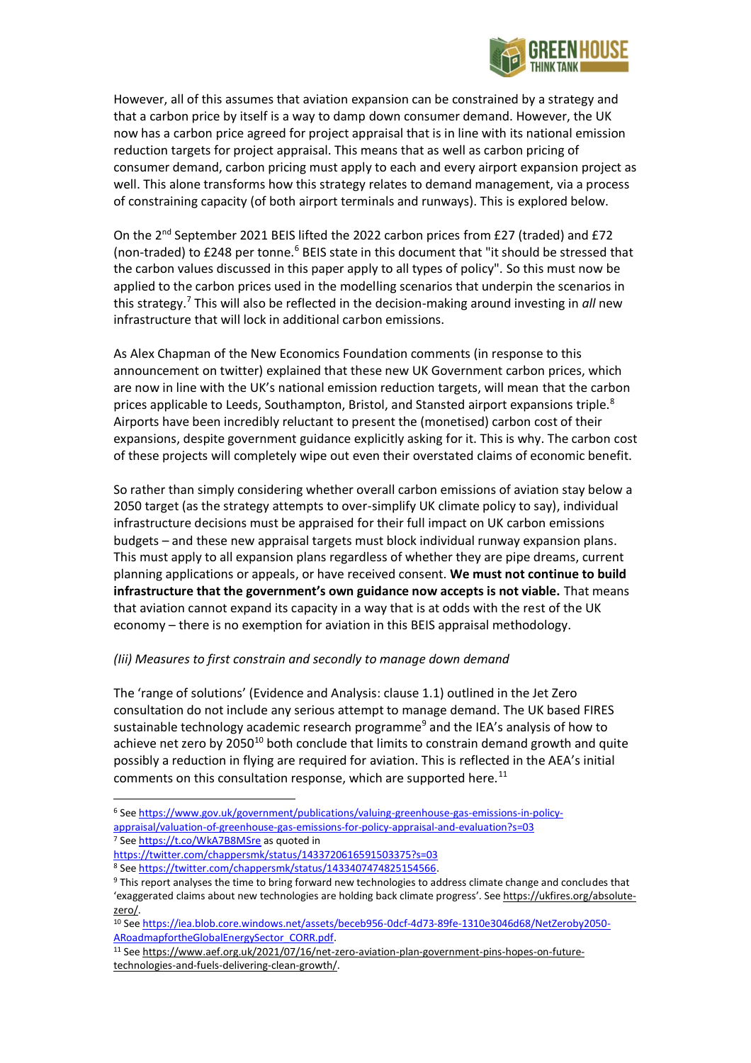However, all of this assumes that aviation expansion can be constrained by a strategy and that a carbon price by itself is a way to damp down consumer demand. However, the UK now has a carbon price agreed for project appraisal that is in line with its national emission reduction targets for project appraisal. This means that as well as carbon pricing of consumer demand, carbon pricing must apply to each and every airport expansion project as well. This alone transforms how this strategy relates to demand management, via a process of constraining capacity (of both airport terminals and runways). This is explored below.

On the 2nd September 2021 BEIS lifted the 2022 carbon prices from £27 (traded) and £72 (non-traded) to £248 per tonne.[6] BEIS state in this document that "it should be stressed that the carbon values discussed in this paper apply to all types of policy". So this must now be applied to the carbon prices used in the modelling scenarios that underpin the scenarios in this strategy.[7] This will also be reflected in the decision-making around investing in *all* new infrastructure that will lock in additional carbon emissions.

As Alex Chapman of the New Economics Foundation comments (in response to this announcement on twitter) explained that these new UK Government carbon prices, which are now in line with the UK's national emission reduction targets, will mean that the carbon prices applicable to Leeds, Southampton, Bristol, and Stansted airport expansions triple.[8] Airports have been incredibly reluctant to present the (monetised) carbon cost of their expansions, despite government guidance explicitly asking for it. This is why. The carbon cost of these projects will completely wipe out even their overstated claims of economic benefit.

So rather than simply considering whether overall carbon emissions of aviation stay below a 2050 target (as the strategy attempts to over-simplify UK climate policy to say), individual infrastructure decisions must be appraised for their full impact on UK carbon emissions budgets – and these new appraisal targets must block individual runway expansion plans. This must apply to all expansion plans regardless of whether they are pipe dreams, current planning applications or appeals, or have received consent. **We must not continue to build infrastructure that the government's own guidance now accepts is not viable.** That means that aviation cannot expand its capacity in a way that is at odds with the rest of the UK economy – there is no exemption for aviation in this BEIS appraisal methodology.

*(Iii) Measures to first constrain and secondly to manage down demand*

The 'range of solutions' (Evidence and Analysis: clause 1.1) outlined in the Jet Zero consultation do not include any serious attempt to manage demand. The UK based FIRES sustainable technology academic research programme[9] and the IEA's analysis of how to achieve net zero by 2050[10] both conclude that limits to constrain demand growth and quite possibly a reduction in flying are required for aviation. This is reflected in the AEA's initial comments on this consultation response, which are supported here.[11]

---

[6] See https://www.gov.uk/government/publications/valuing-greenhouse-gas-emissions-in-policy-appraisal/valuation-of-greenhouse-gas-emissions-for-policy-appraisal-and-evaluation?s=03

[7] See https://t.co/WkA7B8MSre as quoted in https://twitter.com/chappersmk/status/1433720616591503375?s=03

[8] See https://twitter.com/chappersmk/status/1433407474825154566.

[9] This report analyses the time to bring forward new technologies to address climate change and concludes that 'exaggerated claims about new technologies are holding back climate progress'. See https://ukfires.org/absolute-zero/.

[10] See https://iea.blob.core.windows.net/assets/beceb956-0dcf-4d73-89fe-1310e3046d68/NetZeroby2050-ARoadmapfortheGlobalEnergySector_CORR.pdf.

[11] See https://www.aef.org.uk/2021/07/16/net-zero-aviation-plan-government-pins-hopes-on-future-technologies-and-fuels-delivering-clean-growth/.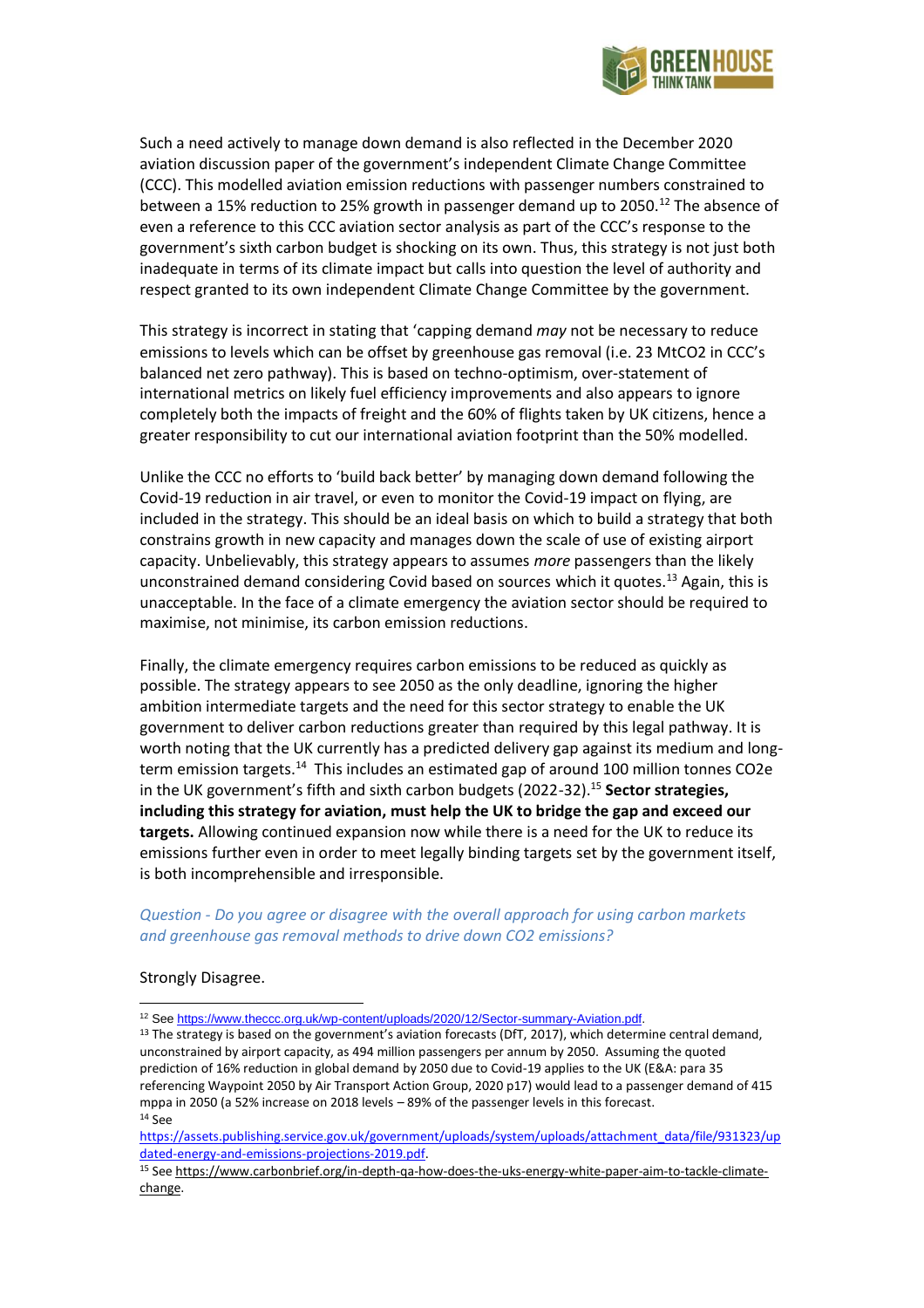Such a need actively to manage down demand is also reflected in the December 2020 aviation discussion paper of the government's independent Climate Change Committee (CCC). This modelled aviation emission reductions with passenger numbers constrained to between a 15% reduction to 25% growth in passenger demand up to 2050.[12] The absence of even a reference to this CCC aviation sector analysis as part of the CCC's response to the government's sixth carbon budget is shocking on its own. Thus, this strategy is not just both inadequate in terms of its climate impact but calls into question the level of authority and respect granted to its own independent Climate Change Committee by the government.

This strategy is incorrect in stating that 'capping demand *may* not be necessary to reduce emissions to levels which can be offset by greenhouse gas removal (i.e. 23 $MtCO_2$ in CCC's balanced net zero pathway). This is based on techno-optimism, over-statement of international metrics on likely fuel efficiency improvements and also appears to ignore completely both the impacts of freight and the 60% of flights taken by UK citizens, hence a greater responsibility to cut our international aviation footprint than the 50% modelled.

Unlike the CCC no efforts to 'build back better' by managing down demand following the Covid-19 reduction in air travel, or even to monitor the Covid-19 impact on flying, are included in the strategy. This should be an ideal basis on which to build a strategy that both constrains growth in new capacity and manages down the scale of use of existing airport capacity. Unbelievably, this strategy appears to assumes *more* passengers than the likely unconstrained demand considering Covid based on sources which it quotes.[13] Again, this is unacceptable. In the face of a climate emergency the aviation sector should be required to maximise, not minimise, its carbon emission reductions.

Finally, the climate emergency requires carbon emissions to be reduced as quickly as possible. The strategy appears to see 2050 as the only deadline, ignoring the higher ambition intermediate targets and the need for this sector strategy to enable the UK government to deliver carbon reductions greater than required by this legal pathway. It is worth noting that the UK currently has a predicted delivery gap against its medium and long-term emission targets.[14] This includes an estimated gap of around 100 million tonnes $CO_2e$ in the UK government's fifth and sixth carbon budgets (2022-32).[15] **Sector strategies, including this strategy for aviation, must help the UK to bridge the gap and exceed our targets.** Allowing continued expansion now while there is a need for the UK to reduce its emissions further even in order to meet legally binding targets set by the government itself, is both incomprehensible and irresponsible.

*Question - Do you agree or disagree with the overall approach for using carbon markets and greenhouse gas removal methods to drive down CO2 emissions?*

Strongly Disagree.

---

[12] See https://www.theccc.org.uk/wp-content/uploads/2020/12/Sector-summary-Aviation.pdf.

[13] The strategy is based on the government's aviation forecasts (DfT, 2017), which determine central demand, unconstrained by airport capacity, as 494 million passengers per annum by 2050. Assuming the quoted prediction of 16% reduction in global demand by 2050 due to Covid-19 applies to the UK (E&A: para 35 referencing Waypoint 2050 by Air Transport Action Group, 2020 p17) would lead to a passenger demand of 415 mppa in 2050 (a 52% increase on 2018 levels – 89% of the passenger levels in this forecast.

[14] See https://assets.publishing.service.gov.uk/government/uploads/system/uploads/attachment_data/file/931323/updated-energy-and-emissions-projections-2019.pdf.

[15] See https://www.carbonbrief.org/in-depth-qa-how-does-the-uks-energy-white-paper-aim-to-tackle-climate-change.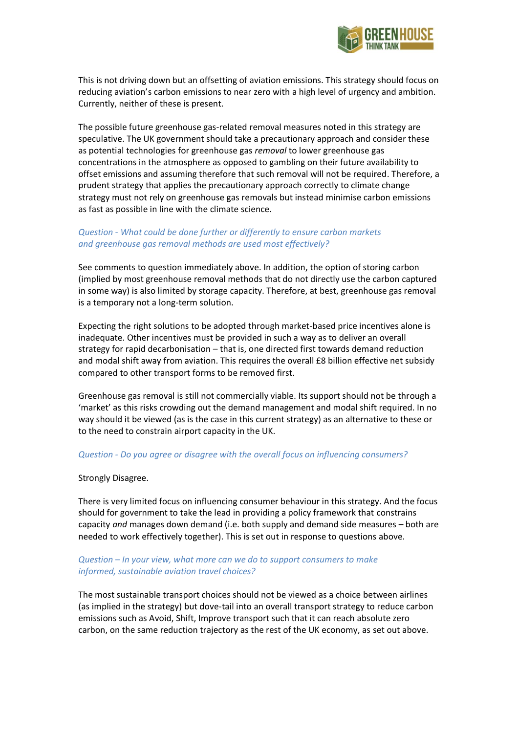This is not driving down but an offsetting of aviation emissions. This strategy should focus on reducing aviation's carbon emissions to near zero with a high level of urgency and ambition. Currently, neither of these is present.

The possible future greenhouse gas-related removal measures noted in this strategy are speculative. The UK government should take a precautionary approach and consider these as potential technologies for greenhouse gas *removal* to lower greenhouse gas concentrations in the atmosphere as opposed to gambling on their future availability to offset emissions and assuming therefore that such removal will not be required. Therefore, a prudent strategy that applies the precautionary approach correctly to climate change strategy must not rely on greenhouse gas removals but instead minimise carbon emissions as fast as possible in line with the climate science.

*Question - What could be done further or differently to ensure carbon markets and greenhouse gas removal methods are used most effectively?*

See comments to question immediately above. In addition, the option of storing carbon (implied by most greenhouse removal methods that do not directly use the carbon captured in some way) is also limited by storage capacity. Therefore, at best, greenhouse gas removal is a temporary not a long-term solution.

Expecting the right solutions to be adopted through market-based price incentives alone is inadequate. Other incentives must be provided in such a way as to deliver an overall strategy for rapid decarbonisation – that is, one directed first towards demand reduction and modal shift away from aviation. This requires the overall £8 billion effective net subsidy compared to other transport forms to be removed first.

Greenhouse gas removal is still not commercially viable. Its support should not be through a 'market' as this risks crowding out the demand management and modal shift required. In no way should it be viewed (as is the case in this current strategy) as an alternative to these or to the need to constrain airport capacity in the UK.

*Question - Do you agree or disagree with the overall focus on influencing consumers?*

Strongly Disagree.

There is very limited focus on influencing consumer behaviour in this strategy. And the focus should for government to take the lead in providing a policy framework that constrains capacity *and* manages down demand (i.e. both supply and demand side measures – both are needed to work effectively together). This is set out in response to questions above.

*Question – In your view, what more can we do to support consumers to make informed, sustainable aviation travel choices?*

The most sustainable transport choices should not be viewed as a choice between airlines (as implied in the strategy) but dove-tail into an overall transport strategy to reduce carbon emissions such as Avoid, Shift, Improve transport such that it can reach absolute zero carbon, on the same reduction trajectory as the rest of the UK economy, as set out above.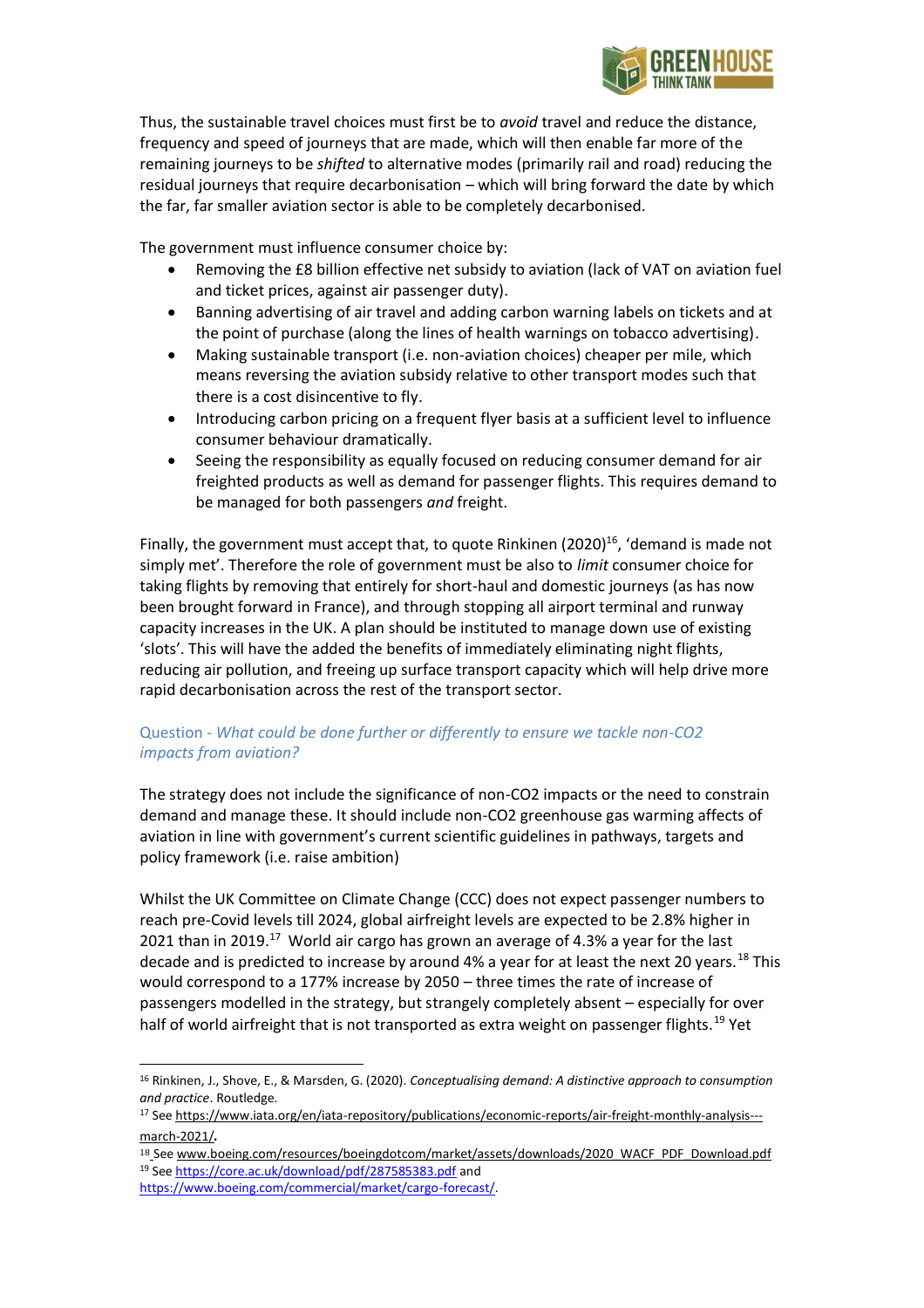Thus, the sustainable travel choices must first be to *avoid* travel and reduce the distance, frequency and speed of journeys that are made, which will then enable far more of the remaining journeys to be *shifted* to alternative modes (primarily rail and road) reducing the residual journeys that require decarbonisation – which will bring forward the date by which the far, far smaller aviation sector is able to be completely decarbonised.

The government must influence consumer choice by:

- Removing the £8 billion effective net subsidy to aviation (lack of VAT on aviation fuel and ticket prices, against air passenger duty).
- Banning advertising of air travel and adding carbon warning labels on tickets and at the point of purchase (along the lines of health warnings on tobacco advertising).
- Making sustainable transport (i.e. non-aviation choices) cheaper per mile, which means reversing the aviation subsidy relative to other transport modes such that there is a cost disincentive to fly.
- Introducing carbon pricing on a frequent flyer basis at a sufficient level to influence consumer behaviour dramatically.
- Seeing the responsibility as equally focused on reducing consumer demand for air freighted products as well as demand for passenger flights. This requires demand to be managed for both passengers *and* freight.

Finally, the government must accept that, to quote Rinkinen (2020)[16], 'demand is made not simply met'. Therefore the role of government must be also to *limit* consumer choice for taking flights by removing that entirely for short-haul and domestic journeys (as has now been brought forward in France), and through stopping all airport terminal and runway capacity increases in the UK. A plan should be instituted to manage down use of existing 'slots'. This will have the added the benefits of immediately eliminating night flights, reducing air pollution, and freeing up surface transport capacity which will help drive more rapid decarbonisation across the rest of the transport sector.

### Question - *What could be done further or differently to ensure we tackle non-CO2 impacts from aviation?*

The strategy does not include the significance of non-CO2 impacts or the need to constrain demand and manage these. It should include non-CO2 greenhouse gas warming affects of aviation in line with government's current scientific guidelines in pathways, targets and policy framework (i.e. raise ambition)

Whilst the UK Committee on Climate Change (CCC) does not expect passenger numbers to reach pre-Covid levels till 2024, global airfreight levels are expected to be 2.8% higher in 2021 than in 2019.[17] World air cargo has grown an average of 4.3% a year for the last decade and is predicted to increase by around 4% a year for at least the next 20 years.[18] This would correspond to a 177% increase by 2050 – three times the rate of increase of passengers modelled in the strategy, but strangely completely absent – especially for over half of world airfreight that is not transported as extra weight on passenger flights.[19] Yet

---

[16] Rinkinen, J., Shove, E., & Marsden, G. (2020). *Conceptualising demand: A distinctive approach to consumption and practice*. Routledge.

[17] See https://www.iata.org/en/iata-repository/publications/economic-reports/air-freight-monthly-analysis---march-2021/.

[18] See www.boeing.com/resources/boeingdotcom/market/assets/downloads/2020_WACF_PDF_Download.pdf

[19] See https://core.ac.uk/download/pdf/287585383.pdf and https://www.boeing.com/commercial/market/cargo-forecast/.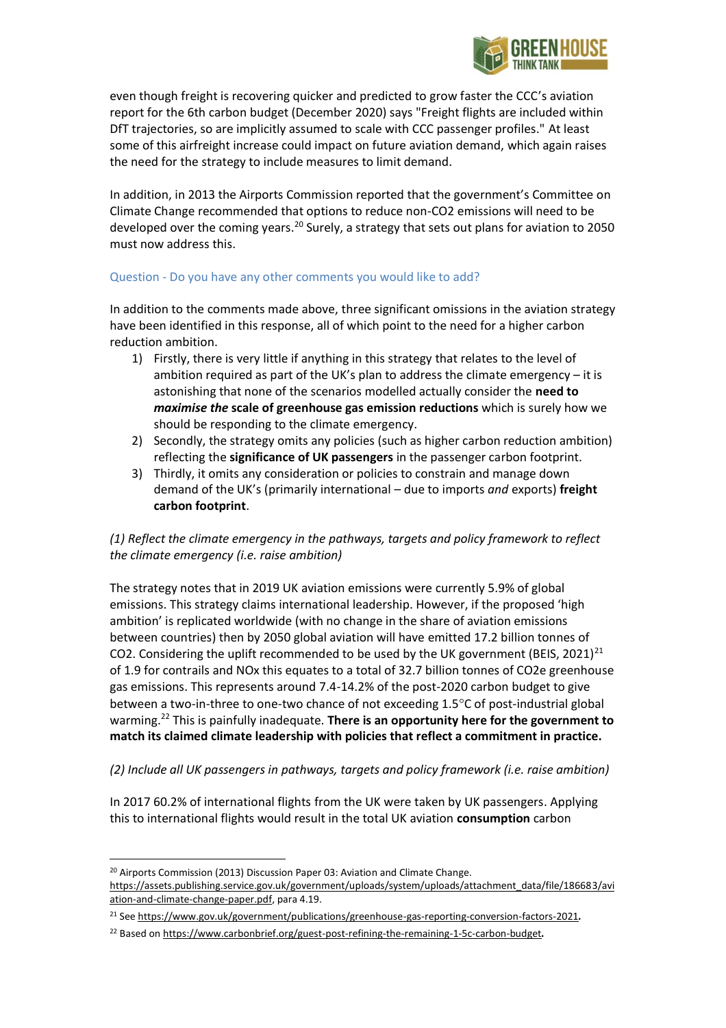even though freight is recovering quicker and predicted to grow faster the CCC's aviation report for the 6th carbon budget (December 2020) says "Freight flights are included within DfT trajectories, so are implicitly assumed to scale with CCC passenger profiles." At least some of this airfreight increase could impact on future aviation demand, which again raises the need for the strategy to include measures to limit demand.

In addition, in 2013 the Airports Commission reported that the government's Committee on Climate Change recommended that options to reduce non-CO2 emissions will need to be developed over the coming years.[20] Surely, a strategy that sets out plans for aviation to 2050 must now address this.

### Question - Do you have any other comments you would like to add?

In addition to the comments made above, three significant omissions in the aviation strategy have been identified in this response, all of which point to the need for a higher carbon reduction ambition.

1) Firstly, there is very little if anything in this strategy that relates to the level of ambition required as part of the UK's plan to address the climate emergency – it is astonishing that none of the scenarios modelled actually consider the **need to *maximise the* scale of greenhouse gas emission reductions** which is surely how we should be responding to the climate emergency.
2) Secondly, the strategy omits any policies (such as higher carbon reduction ambition) reflecting the **significance of UK passengers** in the passenger carbon footprint.
3) Thirdly, it omits any consideration or policies to constrain and manage down demand of the UK's (primarily international – due to imports *and* exports) **freight carbon footprint**.

*(1) Reflect the climate emergency in the pathways, targets and policy framework to reflect the climate emergency (i.e. raise ambition)*

The strategy notes that in 2019 UK aviation emissions were currently 5.9% of global emissions. This strategy claims international leadership. However, if the proposed 'high ambition' is replicated worldwide (with no change in the share of aviation emissions between countries) then by 2050 global aviation will have emitted 17.2 billion tonnes of CO2. Considering the uplift recommended to be used by the UK government (BEIS, 2021)[21] of 1.9 for contrails and NOx this equates to a total of 32.7 billion tonnes of CO2e greenhouse gas emissions. This represents around 7.4-14.2% of the post-2020 carbon budget to give between a two-in-three to one-two chance of not exceeding 1.5°C of post-industrial global warming.[22] This is painfully inadequate. **There is an opportunity here for the government to match its claimed climate leadership with policies that reflect a commitment in practice.**

*(2) Include all UK passengers in pathways, targets and policy framework (i.e. raise ambition)*

In 2017 60.2% of international flights from the UK were taken by UK passengers. Applying this to international flights would result in the total UK aviation **consumption** carbon

---

[20] Airports Commission (2013) Discussion Paper 03: Aviation and Climate Change. https://assets.publishing.service.gov.uk/government/uploads/system/uploads/attachment_data/file/186683/aviation-and-climate-change-paper.pdf, para 4.19.

[21] See https://www.gov.uk/government/publications/greenhouse-gas-reporting-conversion-factors-2021.

[22] Based on https://www.carbonbrief.org/guest-post-refining-the-remaining-1-5c-carbon-budget.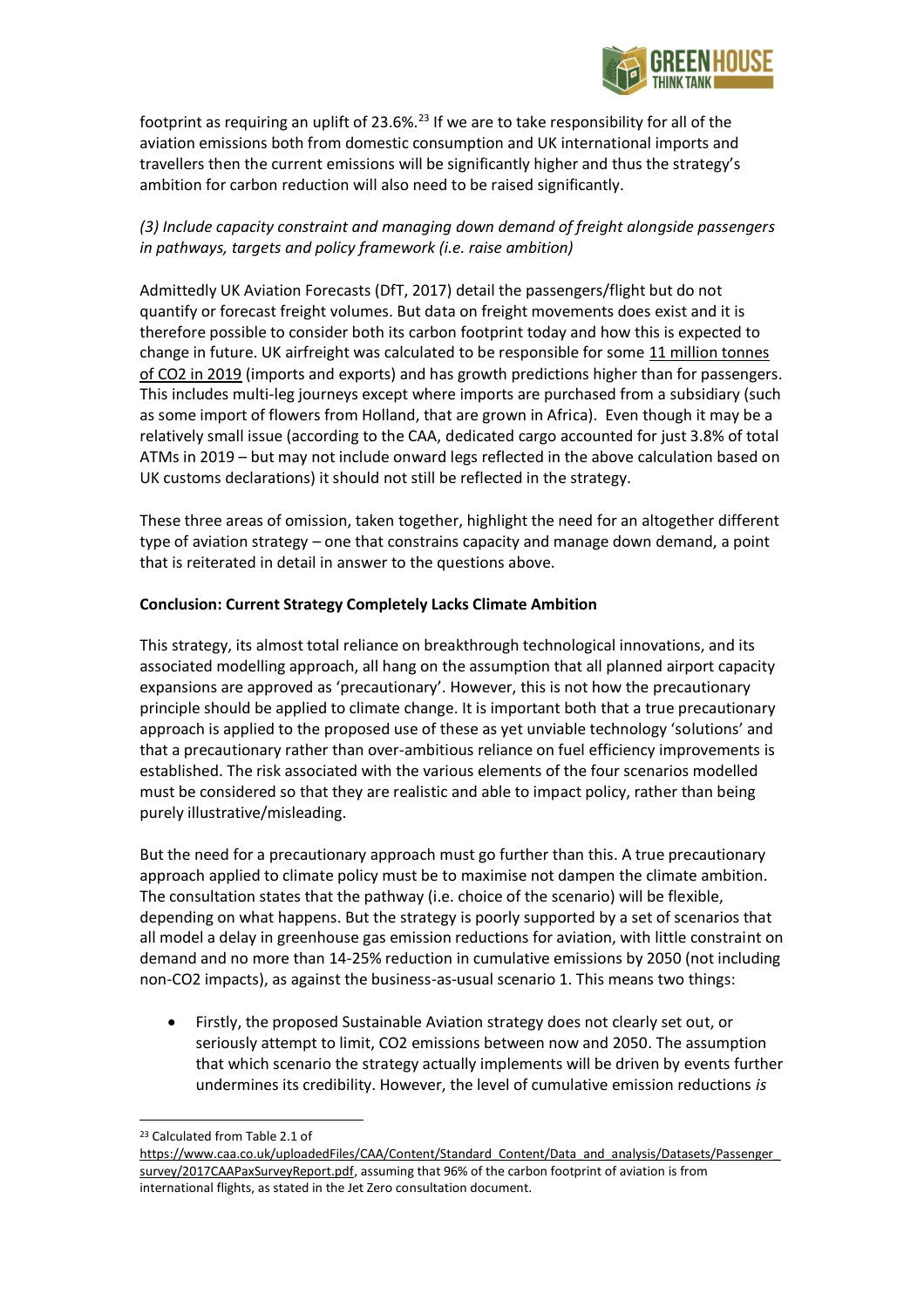footprint as requiring an uplift of 23.6%.[23] If we are to take responsibility for all of the aviation emissions both from domestic consumption and UK international imports and travellers then the current emissions will be significantly higher and thus the strategy's ambition for carbon reduction will also need to be raised significantly.

*(3) Include capacity constraint and managing down demand of freight alongside passengers in pathways, targets and policy framework (i.e. raise ambition)*

Admittedly UK Aviation Forecasts (DfT, 2017) detail the passengers/flight but do not quantify or forecast freight volumes. But data on freight movements does exist and it is therefore possible to consider both its carbon footprint today and how this is expected to change in future. UK airfreight was calculated to be responsible for some 11 million tonnes of CO2 in 2019 (imports and exports) and has growth predictions higher than for passengers. This includes multi-leg journeys except where imports are purchased from a subsidiary (such as some import of flowers from Holland, that are grown in Africa). Even though it may be a relatively small issue (according to the CAA, dedicated cargo accounted for just 3.8% of total ATMs in 2019 – but may not include onward legs reflected in the above calculation based on UK customs declarations) it should not still be reflected in the strategy.

These three areas of omission, taken together, highlight the need for an altogether different type of aviation strategy – one that constrains capacity and manage down demand, a point that is reiterated in detail in answer to the questions above.

**Conclusion: Current Strategy Completely Lacks Climate Ambition**

This strategy, its almost total reliance on breakthrough technological innovations, and its associated modelling approach, all hang on the assumption that all planned airport capacity expansions are approved as 'precautionary'. However, this is not how the precautionary principle should be applied to climate change. It is important both that a true precautionary approach is applied to the proposed use of these as yet unviable technology 'solutions' and that a precautionary rather than over-ambitious reliance on fuel efficiency improvements is established. The risk associated with the various elements of the four scenarios modelled must be considered so that they are realistic and able to impact policy, rather than being purely illustrative/misleading.

But the need for a precautionary approach must go further than this. A true precautionary approach applied to climate policy must be to maximise not dampen the climate ambition. The consultation states that the pathway (i.e. choice of the scenario) will be flexible, depending on what happens. But the strategy is poorly supported by a set of scenarios that all model a delay in greenhouse gas emission reductions for aviation, with little constraint on demand and no more than 14-25% reduction in cumulative emissions by 2050 (not including non-CO2 impacts), as against the business-as-usual scenario 1. This means two things:

- Firstly, the proposed Sustainable Aviation strategy does not clearly set out, or seriously attempt to limit, CO2 emissions between now and 2050. The assumption that which scenario the strategy actually implements will be driven by events further undermines its credibility. However, the level of cumulative emission reductions *is*

[23] Calculated from Table 2.1 of https://www.caa.co.uk/uploadedFiles/CAA/Content/Standard_Content/Data_and_analysis/Datasets/Passenger_survey/2017CAAPaxSurveyReport.pdf, assuming that 96% of the carbon footprint of aviation is from international flights, as stated in the Jet Zero consultation document.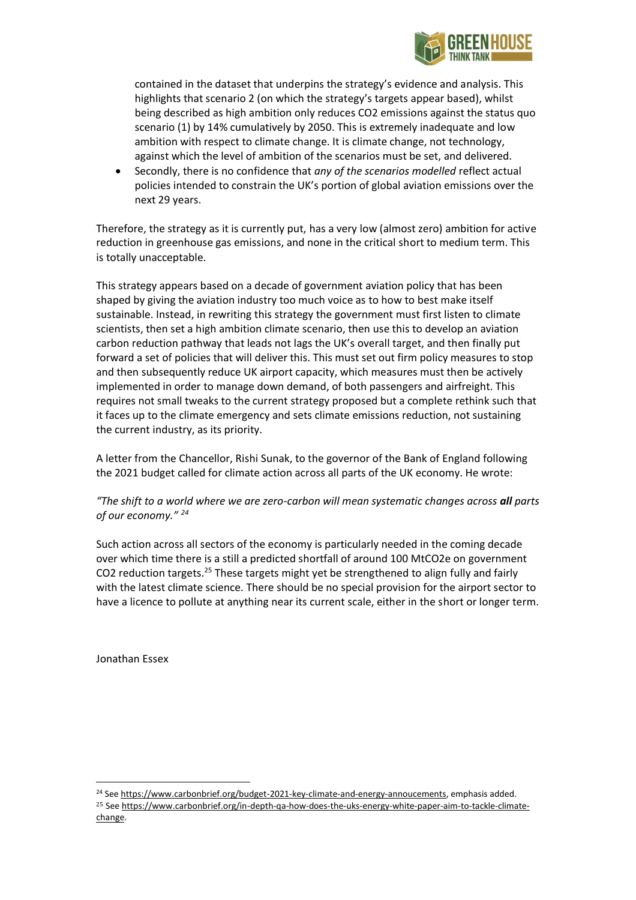contained in the dataset that underpins the strategy's evidence and analysis. This highlights that scenario 2 (on which the strategy's targets appear based), whilst being described as high ambition only reduces $CO_2$ emissions against the status quo scenario (1) by 14% cumulatively by 2050. This is extremely inadequate and low ambition with respect to climate change. It is climate change, not technology, against which the level of ambition of the scenarios must be set, and delivered.

- Secondly, there is no confidence that *any of the scenarios modelled* reflect actual policies intended to constrain the UK's portion of global aviation emissions over the next 29 years.

Therefore, the strategy as it is currently put, has a very low (almost zero) ambition for active reduction in greenhouse gas emissions, and none in the critical short to medium term. This is totally unacceptable.

This strategy appears based on a decade of government aviation policy that has been shaped by giving the aviation industry too much voice as to how to best make itself sustainable. Instead, in rewriting this strategy the government must first listen to climate scientists, then set a high ambition climate scenario, then use this to develop an aviation carbon reduction pathway that leads not lags the UK's overall target, and then finally put forward a set of policies that will deliver this. This must set out firm policy measures to stop and then subsequently reduce UK airport capacity, which measures must then be actively implemented in order to manage down demand, of both passengers and airfreight. This requires not small tweaks to the current strategy proposed but a complete rethink such that it faces up to the climate emergency and sets climate emissions reduction, not sustaining the current industry, as its priority.

A letter from the Chancellor, Rishi Sunak, to the governor of the Bank of England following the 2021 budget called for climate action across all parts of the UK economy. He wrote:

*"The shift to a world where we are zero-carbon will mean systematic changes across **all** parts of our economy."* [24]

Such action across all sectors of the economy is particularly needed in the coming decade over which time there is a still a predicted shortfall of around 100 $MtCO_2e$ on government $CO_2$ reduction targets.[25] These targets might yet be strengthened to align fully and fairly with the latest climate science. There should be no special provision for the airport sector to have a licence to pollute at anything near its current scale, either in the short or longer term.

Jonathan Essex

---

[24] See https://www.carbonbrief.org/budget-2021-key-climate-and-energy-annoucements, emphasis added.

[25] See https://www.carbonbrief.org/in-depth-qa-how-does-the-uks-energy-white-paper-aim-to-tackle-climate-change.